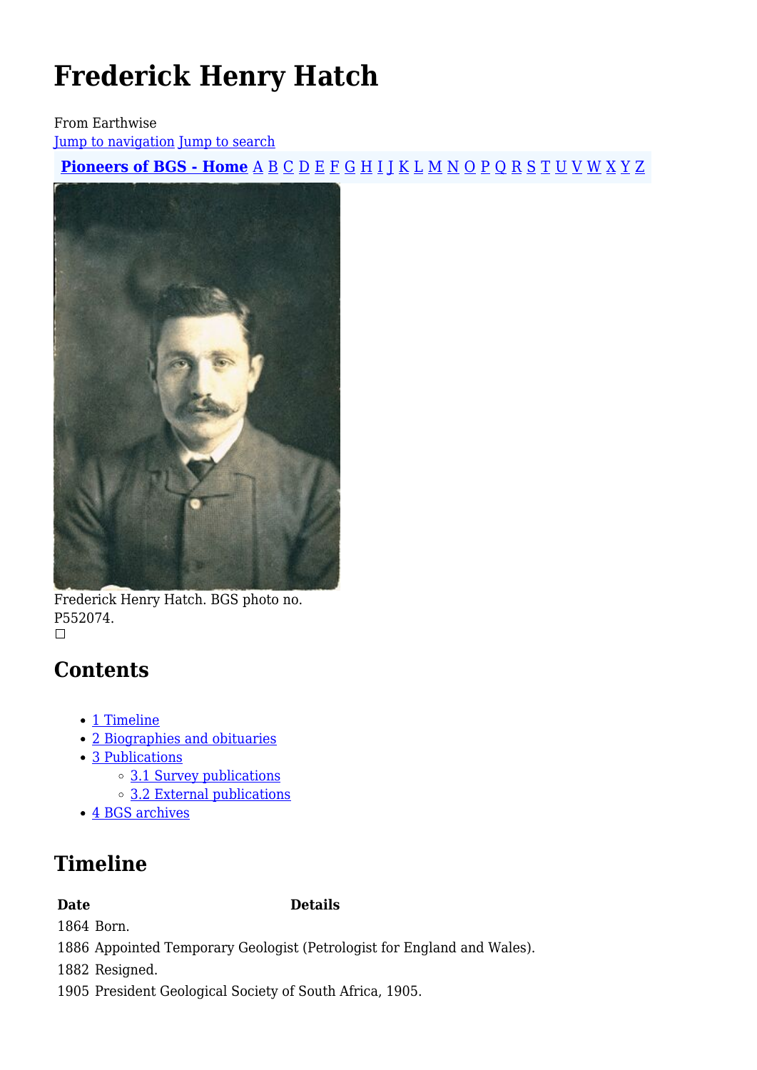# Frederick Henry Hatch

From Earthwise

Jump to navigation Jump to search

**Pioneers of BGS - Home** A B C D E F G H I J K L M N O P Q R S T U V W X Y Z

Frederick Henry Hatch. BGS photo no. P552074.

## Contents

- 1 Timeline
- 2 Biographies and obituaries
- 3 Publications
  - 3.1 Survey publications
  - 3.2 External publications
- 4 BGS archives

## Timeline

| Date | Details |
|---|---|
| 1864 | Born. |
| 1886 | Appointed Temporary Geologist (Petrologist for England and Wales). |
| 1882 | Resigned. |
| 1905 | President Geological Society of South Africa, 1905. |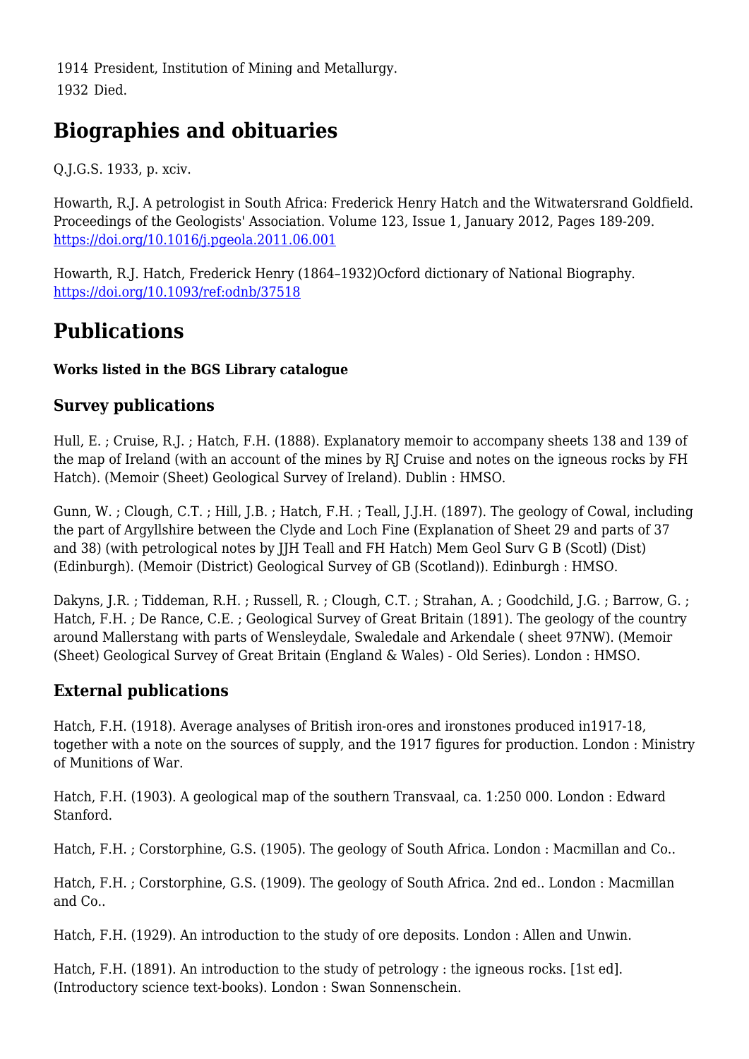1914 President, Institution of Mining and Metallurgy.
1932 Died.

## Biographies and obituaries

Q.J.G.S. 1933, p. xciv.

Howarth, R.J. A petrologist in South Africa: Frederick Henry Hatch and the Witwatersrand Goldfield. Proceedings of the Geologists' Association. Volume 123, Issue 1, January 2012, Pages 189-209. https://doi.org/10.1016/j.pgeola.2011.06.001

Howarth, R.J. Hatch, Frederick Henry (1864–1932)Ocford dictionary of National Biography. https://doi.org/10.1093/ref:odnb/37518

## Publications

**Works listed in the BGS Library catalogue**

### Survey publications

Hull, E. ; Cruise, R.J. ; Hatch, F.H. (1888). Explanatory memoir to accompany sheets 138 and 139 of the map of Ireland (with an account of the mines by RJ Cruise and notes on the igneous rocks by FH Hatch). (Memoir (Sheet) Geological Survey of Ireland). Dublin : HMSO.

Gunn, W. ; Clough, C.T. ; Hill, J.B. ; Hatch, F.H. ; Teall, J.J.H. (1897). The geology of Cowal, including the part of Argyllshire between the Clyde and Loch Fine (Explanation of Sheet 29 and parts of 37 and 38) (with petrological notes by JJH Teall and FH Hatch) Mem Geol Surv G B (Scotl) (Dist) (Edinburgh). (Memoir (District) Geological Survey of GB (Scotland)). Edinburgh : HMSO.

Dakyns, J.R. ; Tiddeman, R.H. ; Russell, R. ; Clough, C.T. ; Strahan, A. ; Goodchild, J.G. ; Barrow, G. ; Hatch, F.H. ; De Rance, C.E. ; Geological Survey of Great Britain (1891). The geology of the country around Mallerstang with parts of Wensleydale, Swaledale and Arkendale ( sheet 97NW). (Memoir (Sheet) Geological Survey of Great Britain (England & Wales) - Old Series). London : HMSO.

### External publications

Hatch, F.H. (1918). Average analyses of British iron-ores and ironstones produced in1917-18, together with a note on the sources of supply, and the 1917 figures for production. London : Ministry of Munitions of War.

Hatch, F.H. (1903). A geological map of the southern Transvaal, ca. 1:250 000. London : Edward Stanford.

Hatch, F.H. ; Corstorphine, G.S. (1905). The geology of South Africa. London : Macmillan and Co..

Hatch, F.H. ; Corstorphine, G.S. (1909). The geology of South Africa. 2nd ed.. London : Macmillan and Co..

Hatch, F.H. (1929). An introduction to the study of ore deposits. London : Allen and Unwin.

Hatch, F.H. (1891). An introduction to the study of petrology : the igneous rocks. [1st ed]. (Introductory science text-books). London : Swan Sonnenschein.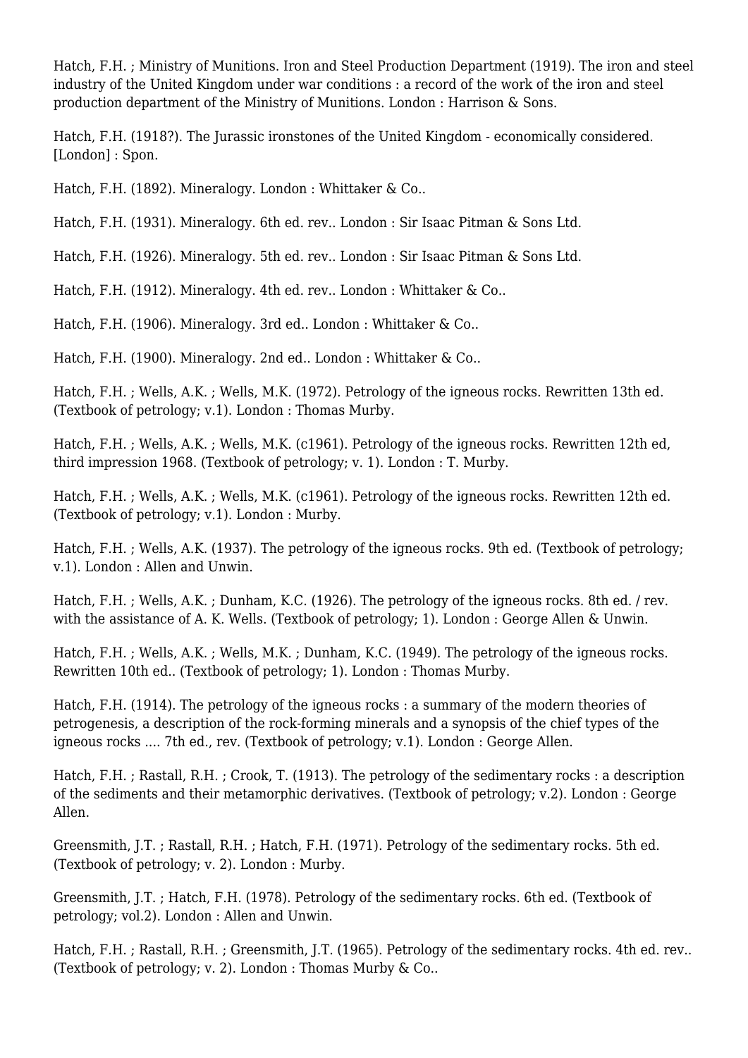Hatch, F.H. ; Ministry of Munitions. Iron and Steel Production Department (1919). The iron and steel industry of the United Kingdom under war conditions : a record of the work of the iron and steel production department of the Ministry of Munitions. London : Harrison & Sons.

Hatch, F.H. (1918?). The Jurassic ironstones of the United Kingdom - economically considered. [London] : Spon.

Hatch, F.H. (1892). Mineralogy. London : Whittaker & Co..

Hatch, F.H. (1931). Mineralogy. 6th ed. rev.. London : Sir Isaac Pitman & Sons Ltd.

Hatch, F.H. (1926). Mineralogy. 5th ed. rev.. London : Sir Isaac Pitman & Sons Ltd.

Hatch, F.H. (1912). Mineralogy. 4th ed. rev.. London : Whittaker & Co..

Hatch, F.H. (1906). Mineralogy. 3rd ed.. London : Whittaker & Co..

Hatch, F.H. (1900). Mineralogy. 2nd ed.. London : Whittaker & Co..

Hatch, F.H. ; Wells, A.K. ; Wells, M.K. (1972). Petrology of the igneous rocks. Rewritten 13th ed. (Textbook of petrology; v.1). London : Thomas Murby.

Hatch, F.H. ; Wells, A.K. ; Wells, M.K. (c1961). Petrology of the igneous rocks. Rewritten 12th ed, third impression 1968. (Textbook of petrology; v. 1). London : T. Murby.

Hatch, F.H. ; Wells, A.K. ; Wells, M.K. (c1961). Petrology of the igneous rocks. Rewritten 12th ed. (Textbook of petrology; v.1). London : Murby.

Hatch, F.H. ; Wells, A.K. (1937). The petrology of the igneous rocks. 9th ed. (Textbook of petrology; v.1). London : Allen and Unwin.

Hatch, F.H. ; Wells, A.K. ; Dunham, K.C. (1926). The petrology of the igneous rocks. 8th ed. / rev. with the assistance of A. K. Wells. (Textbook of petrology; 1). London : George Allen & Unwin.

Hatch, F.H. ; Wells, A.K. ; Wells, M.K. ; Dunham, K.C. (1949). The petrology of the igneous rocks. Rewritten 10th ed.. (Textbook of petrology; 1). London : Thomas Murby.

Hatch, F.H. (1914). The petrology of the igneous rocks : a summary of the modern theories of petrogenesis, a description of the rock-forming minerals and a synopsis of the chief types of the igneous rocks .... 7th ed., rev. (Textbook of petrology; v.1). London : George Allen.

Hatch, F.H. ; Rastall, R.H. ; Crook, T. (1913). The petrology of the sedimentary rocks : a description of the sediments and their metamorphic derivatives. (Textbook of petrology; v.2). London : George Allen.

Greensmith, J.T. ; Rastall, R.H. ; Hatch, F.H. (1971). Petrology of the sedimentary rocks. 5th ed. (Textbook of petrology; v. 2). London : Murby.

Greensmith, J.T. ; Hatch, F.H. (1978). Petrology of the sedimentary rocks. 6th ed. (Textbook of petrology; vol.2). London : Allen and Unwin.

Hatch, F.H. ; Rastall, R.H. ; Greensmith, J.T. (1965). Petrology of the sedimentary rocks. 4th ed. rev.. (Textbook of petrology; v. 2). London : Thomas Murby & Co..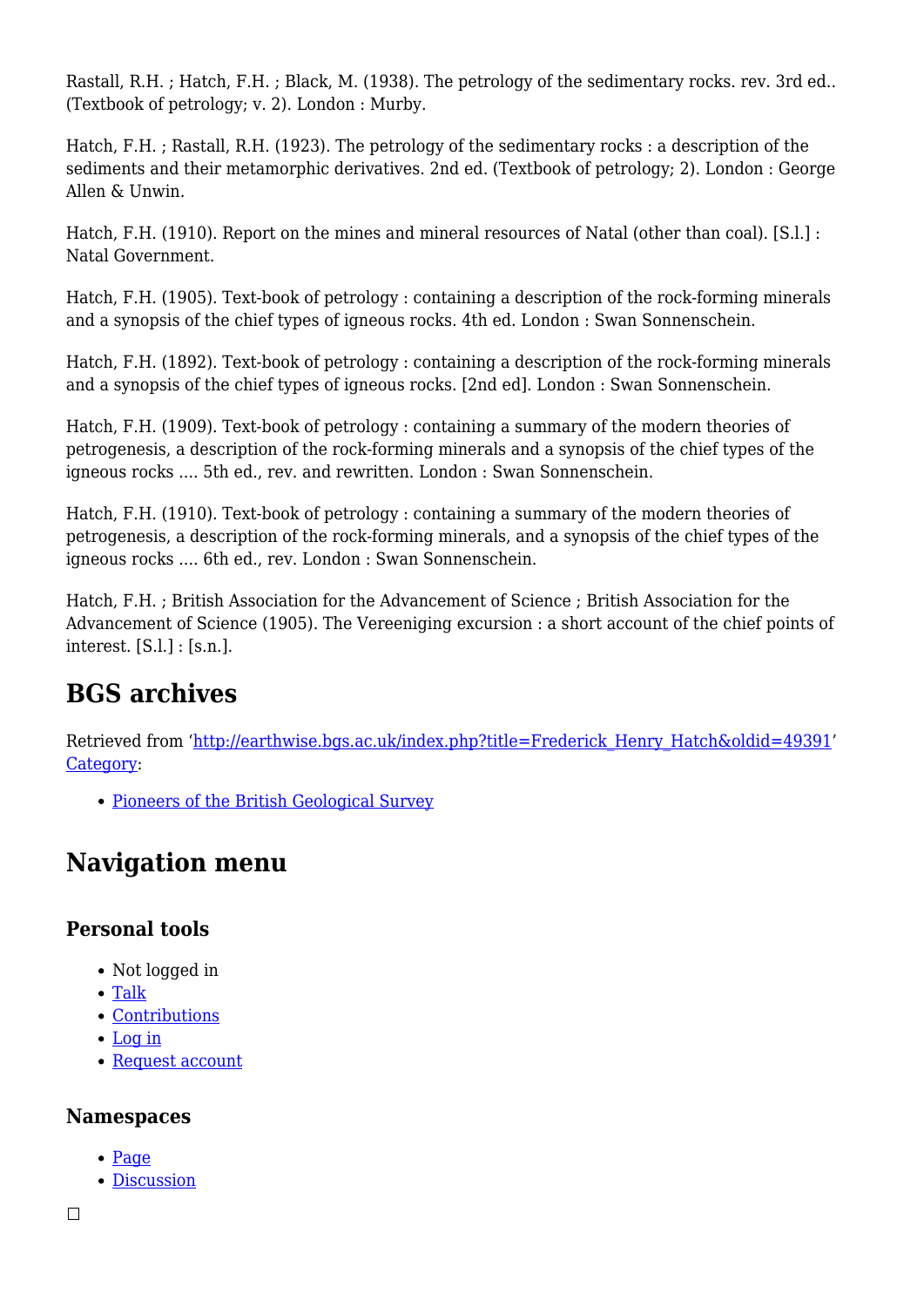Rastall, R.H. ; Hatch, F.H. ; Black, M. (1938). The petrology of the sedimentary rocks. rev. 3rd ed.. (Textbook of petrology; v. 2). London : Murby.

Hatch, F.H. ; Rastall, R.H. (1923). The petrology of the sedimentary rocks : a description of the sediments and their metamorphic derivatives. 2nd ed. (Textbook of petrology; 2). London : George Allen & Unwin.

Hatch, F.H. (1910). Report on the mines and mineral resources of Natal (other than coal). [S.l.] : Natal Government.

Hatch, F.H. (1905). Text-book of petrology : containing a description of the rock-forming minerals and a synopsis of the chief types of igneous rocks. 4th ed. London : Swan Sonnenschein.

Hatch, F.H. (1892). Text-book of petrology : containing a description of the rock-forming minerals and a synopsis of the chief types of igneous rocks. [2nd ed]. London : Swan Sonnenschein.

Hatch, F.H. (1909). Text-book of petrology : containing a summary of the modern theories of petrogenesis, a description of the rock-forming minerals and a synopsis of the chief types of the igneous rocks .... 5th ed., rev. and rewritten. London : Swan Sonnenschein.

Hatch, F.H. (1910). Text-book of petrology : containing a summary of the modern theories of petrogenesis, a description of the rock-forming minerals, and a synopsis of the chief types of the igneous rocks .... 6th ed., rev. London : Swan Sonnenschein.

Hatch, F.H. ; British Association for the Advancement of Science ; British Association for the Advancement of Science (1905). The Vereeniging excursion : a short account of the chief points of interest. [S.l.] : [s.n.].

## BGS archives

Retrieved from 'http://earthwise.bgs.ac.uk/index.php?title=Frederick_Henry_Hatch&oldid=49391'
Category:

- Pioneers of the British Geological Survey

## Navigation menu

### Personal tools

- Not logged in
- Talk
- Contributions
- Log in
- Request account

### Namespaces

- Page
- Discussion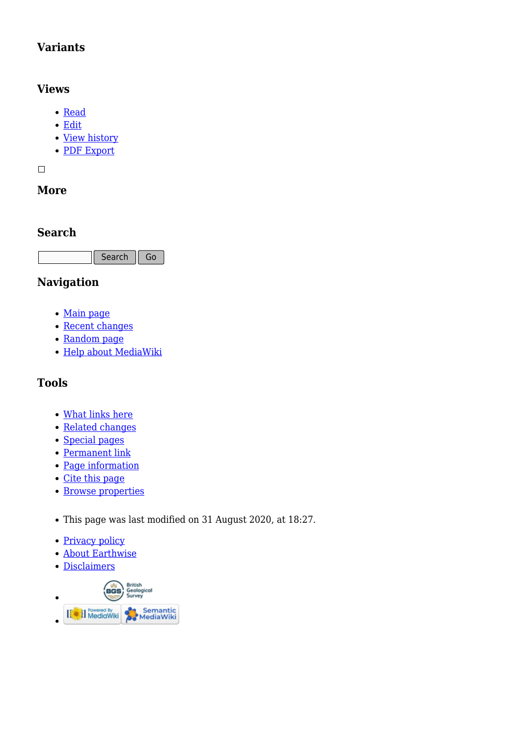### Variants

### Views

- Read
- Edit
- View history
- PDF Export

### More

### Search

Search Go

### Navigation

- Main page
- Recent changes
- Random page
- Help about MediaWiki

### Tools

- What links here
- Related changes
- Special pages
- Permanent link
- Page information
- Cite this page
- Browse properties

- This page was last modified on 31 August 2020, at 18:27.

- Privacy policy
- About Earthwise
- Disclaimers